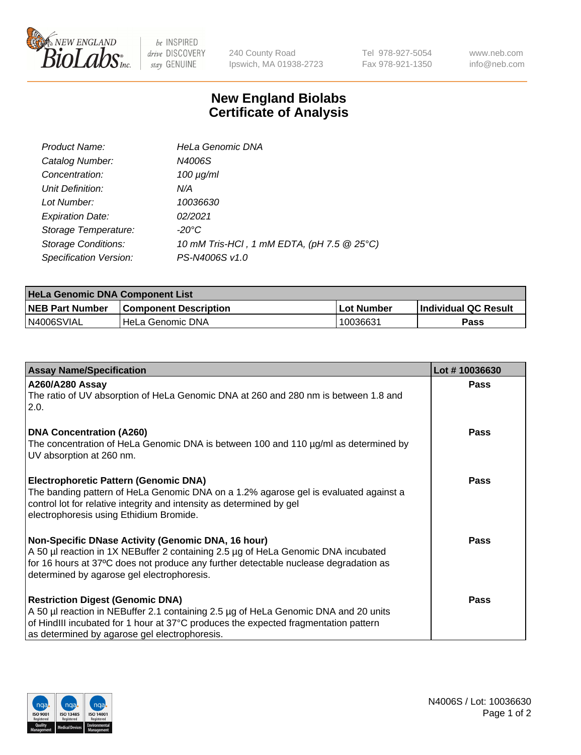New England BioLabs Inc. — be INSPIRED drive DISCOVERY stay GENUINE

240 County Road
Ipswich, MA 01938-2723

Tel 978-927-5054
Fax 978-921-1350

www.neb.com
info@neb.com

# New England Biolabs
# Certificate of Analysis

| | |
|---|---|
| *Product Name:* | *HeLa Genomic DNA* |
| *Catalog Number:* | *N4006S* |
| *Concentration:* | *100 µg/ml* |
| *Unit Definition:* | *N/A* |
| *Lot Number:* | *10036630* |
| *Expiration Date:* | *02/2021* |
| *Storage Temperature:* | *-20°C* |
| *Storage Conditions:* | *10 mM Tris-HCl , 1 mM EDTA, (pH 7.5 @ 25°C)* |
| *Specification Version:* | *PS-N4006S v1.0* |

| HeLa Genomic DNA Component List | | | |
|---|---|---|---|
| **NEB Part Number** | **Component Description** | **Lot Number** | **Individual QC Result** |
| N4006SVIAL | HeLa Genomic DNA | 10036631 | **Pass** |

| Assay Name/Specification | Lot # 10036630 |
|---|---|
| **A260/A280 Assay**<br>The ratio of UV absorption of HeLa Genomic DNA at 260 and 280 nm is between 1.8 and 2.0. | **Pass** |
| **DNA Concentration (A260)**<br>The concentration of HeLa Genomic DNA is between 100 and 110 µg/ml as determined by UV absorption at 260 nm. | **Pass** |
| **Electrophoretic Pattern (Genomic DNA)**<br>The banding pattern of HeLa Genomic DNA on a 1.2% agarose gel is evaluated against a control lot for relative integrity and intensity as determined by gel electrophoresis using Ethidium Bromide. | **Pass** |
| **Non-Specific DNase Activity (Genomic DNA, 16 hour)**<br>A 50 µl reaction in 1X NEBuffer 2 containing 2.5 µg of HeLa Genomic DNA incubated for 16 hours at 37ºC does not produce any further detectable nuclease degradation as determined by agarose gel electrophoresis. | **Pass** |
| **Restriction Digest (Genomic DNA)**<br>A 50 µl reaction in NEBuffer 2.1 containing 2.5 µg of HeLa Genomic DNA and 20 units of HindIII incubated for 1 hour at 37°C produces the expected fragmentation pattern as determined by agarose gel electrophoresis. | **Pass** |

ISO 9001 Registered Quality Management | ISO 13485 Registered Medical Devices | ISO 14001 Registered Environmental Management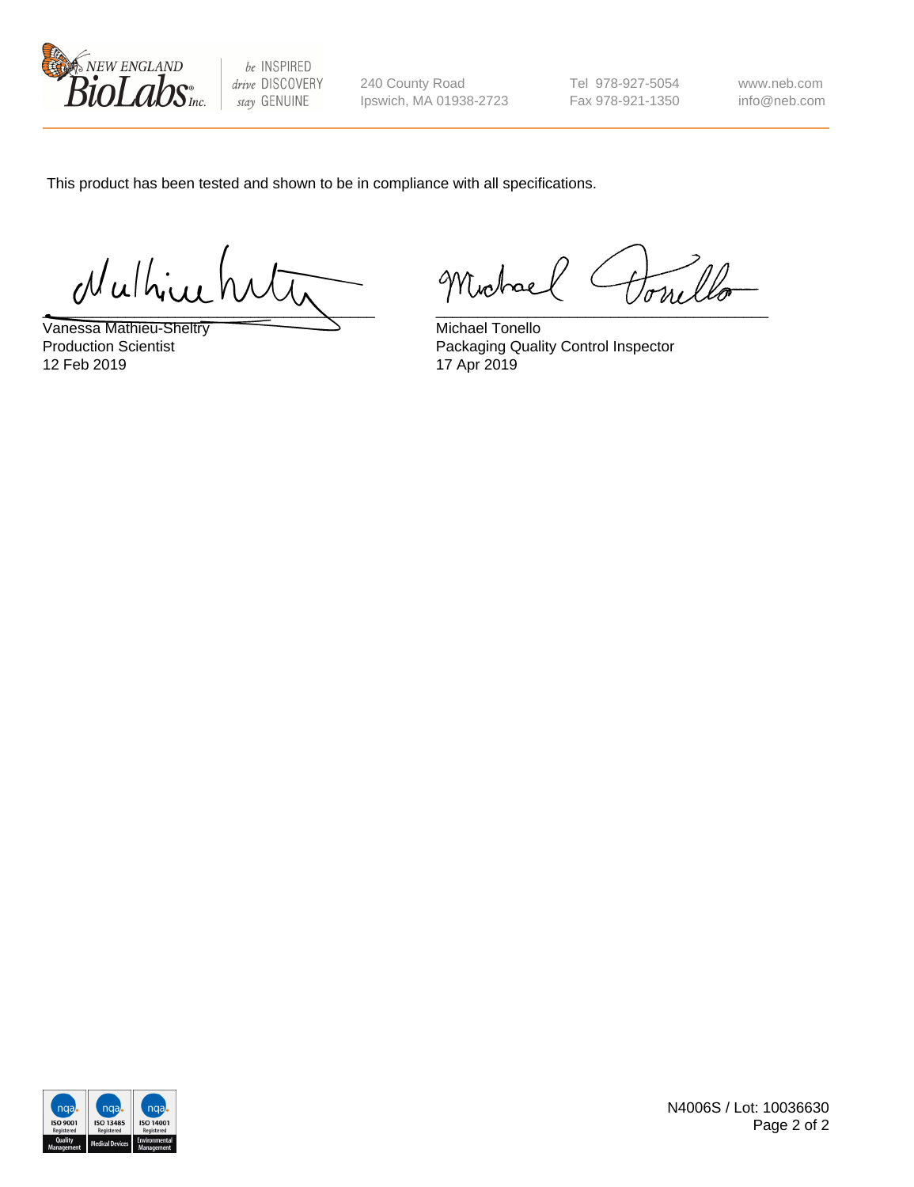New England BioLabs Inc. — be INSPIRED drive DISCOVERY stay GENUINE

240 County Road
Ipswich, MA 01938-2723

Tel 978-927-5054
Fax 978-921-1350

www.neb.com
info@neb.com

This product has been tested and shown to be in compliance with all specifications.

Vanessa Mathieu-Sheltry
Production Scientist
12 Feb 2019

Michael Tonello
Packaging Quality Control Inspector
17 Apr 2019

N4006S / Lot: 10036630